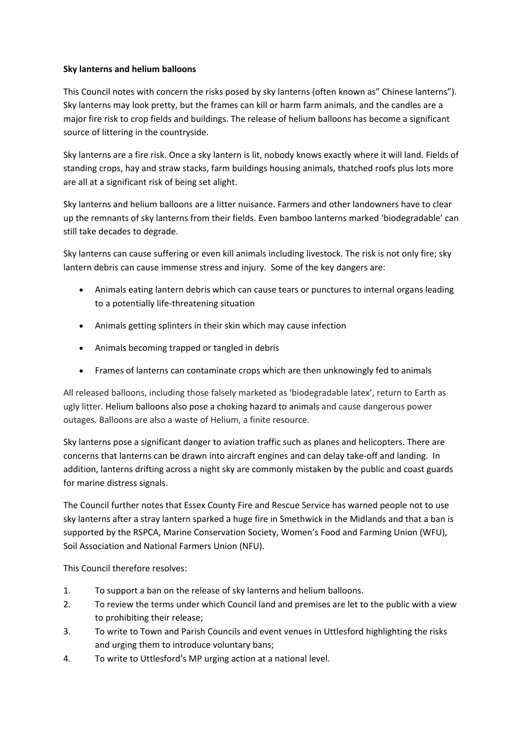**Sky lanterns and helium balloons**

This Council notes with concern the risks posed by sky lanterns (often known as" Chinese lanterns"). Sky lanterns may look pretty, but the frames can kill or harm farm animals, and the candles are a major fire risk to crop fields and buildings. The release of helium balloons has become a significant source of littering in the countryside.

Sky lanterns are a fire risk. Once a sky lantern is lit, nobody knows exactly where it will land. Fields of standing crops, hay and straw stacks, farm buildings housing animals, thatched roofs plus lots more are all at a significant risk of being set alight.

Sky lanterns and helium balloons are a litter nuisance. Farmers and other landowners have to clear up the remnants of sky lanterns from their fields. Even bamboo lanterns marked 'biodegradable' can still take decades to degrade.

Sky lanterns can cause suffering or even kill animals including livestock. The risk is not only fire; sky lantern debris can cause immense stress and injury. Some of the key dangers are:

- Animals eating lantern debris which can cause tears or punctures to internal organs leading to a potentially life-threatening situation
- Animals getting splinters in their skin which may cause infection
- Animals becoming trapped or tangled in debris
- Frames of lanterns can contaminate crops which are then unknowingly fed to animals

All released balloons, including those falsely marketed as 'biodegradable latex', return to Earth as ugly litter. Helium balloons also pose a choking hazard to animals and cause dangerous power outages. Balloons are also a waste of Helium, a finite resource.

Sky lanterns pose a significant danger to aviation traffic such as planes and helicopters. There are concerns that lanterns can be drawn into aircraft engines and can delay take-off and landing. In addition, lanterns drifting across a night sky are commonly mistaken by the public and coast guards for marine distress signals.

The Council further notes that Essex County Fire and Rescue Service has warned people not to use sky lanterns after a stray lantern sparked a huge fire in Smethwick in the Midlands and that a ban is supported by the RSPCA, Marine Conservation Society, Women's Food and Farming Union (WFU), Soil Association and National Farmers Union (NFU).

This Council therefore resolves:

1. To support a ban on the release of sky lanterns and helium balloons.
2. To review the terms under which Council land and premises are let to the public with a view to prohibiting their release;
3. To write to Town and Parish Councils and event venues in Uttlesford highlighting the risks and urging them to introduce voluntary bans;
4. To write to Uttlesford's MP urging action at a national level.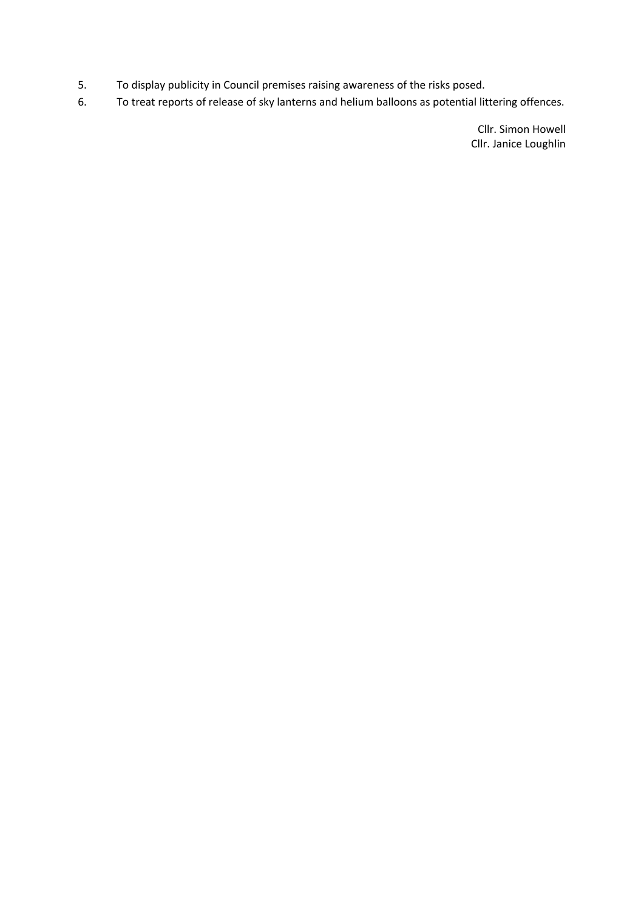5. To display publicity in Council premises raising awareness of the risks posed.
6. To treat reports of release of sky lanterns and helium balloons as potential littering offences.

Cllr. Simon Howell
Cllr. Janice Loughlin